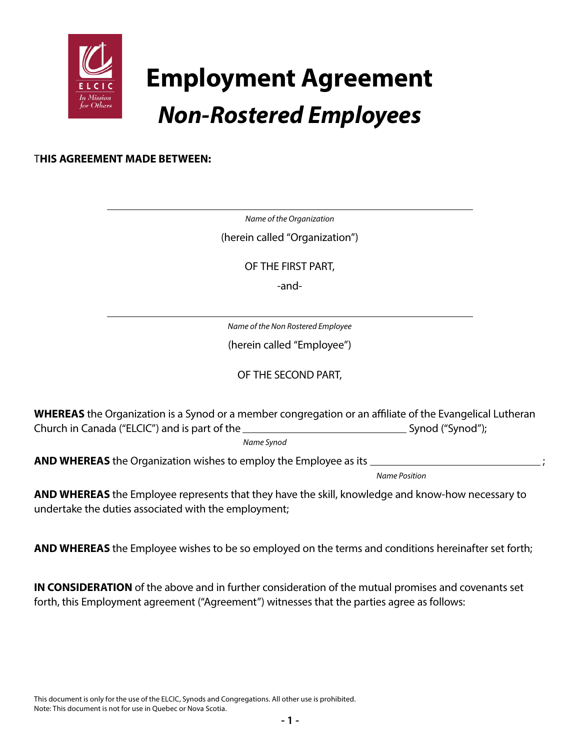# Employment Agreement

## *Non-Rostered Employees*

**THIS AGREEMENT MADE BETWEEN:**

\_\_\_\_\_\_\_\_\_\_\_\_\_\_\_\_\_\_\_\_\_\_\_\_\_\_\_\_\_\_\_\_\_\_\_\_\_\_\_\_\_\_\_\_\_\_\_\_\_\_\_\_\_\_\_\_

*Name of the Organization*

(herein called "Organization")

OF THE FIRST PART,

-and-

\_\_\_\_\_\_\_\_\_\_\_\_\_\_\_\_\_\_\_\_\_\_\_\_\_\_\_\_\_\_\_\_\_\_\_\_\_\_\_\_\_\_\_\_\_\_\_\_\_\_\_\_\_\_\_\_

*Name of the Non Rostered Employee*

(herein called "Employee")

OF THE SECOND PART,

**WHEREAS** the Organization is a Synod or a member congregation or an affiliate of the Evangelical Lutheran Church in Canada ("ELCIC") and is part of the \_\_\_\_\_\_\_\_\_\_\_\_\_\_\_\_\_\_\_\_\_\_\_\_\_\_ Synod ("Synod");
*Name Synod*

**AND WHEREAS** the Organization wishes to employ the Employee as its \_\_\_\_\_\_\_\_\_\_\_\_\_\_\_\_\_\_\_\_\_\_\_\_\_\_ ;
*Name Position*

**AND WHEREAS** the Employee represents that they have the skill, knowledge and know-how necessary to undertake the duties associated with the employment;

**AND WHEREAS** the Employee wishes to be so employed on the terms and conditions hereinafter set forth;

**IN CONSIDERATION** of the above and in further consideration of the mutual promises and covenants set forth, this Employment agreement ("Agreement") witnesses that the parties agree as follows:

This document is only for the use of the ELCIC, Synods and Congregations. All other use is prohibited.
Note: This document is not for use in Quebec or Nova Scotia.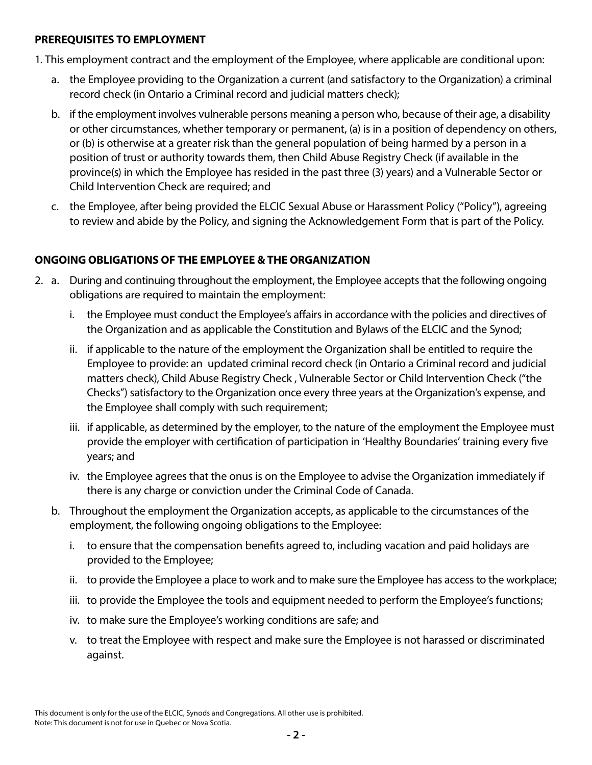**PREREQUISITES TO EMPLOYMENT**

1. This employment contract and the employment of the Employee, where applicable are conditional upon:

   a. the Employee providing to the Organization a current (and satisfactory to the Organization) a criminal record check (in Ontario a Criminal record and judicial matters check);

   b. if the employment involves vulnerable persons meaning a person who, because of their age, a disability or other circumstances, whether temporary or permanent, (a) is in a position of dependency on others, or (b) is otherwise at a greater risk than the general population of being harmed by a person in a position of trust or authority towards them, then Child Abuse Registry Check (if available in the province(s) in which the Employee has resided in the past three (3) years) and a Vulnerable Sector or Child Intervention Check are required; and

   c. the Employee, after being provided the ELCIC Sexual Abuse or Harassment Policy ("Policy"), agreeing to review and abide by the Policy, and signing the Acknowledgement Form that is part of the Policy.

**ONGOING OBLIGATIONS OF THE EMPLOYEE & THE ORGANIZATION**

2. a. During and continuing throughout the employment, the Employee accepts that the following ongoing obligations are required to maintain the employment:

      i. the Employee must conduct the Employee's affairs in accordance with the policies and directives of the Organization and as applicable the Constitution and Bylaws of the ELCIC and the Synod;

      ii. if applicable to the nature of the employment the Organization shall be entitled to require the Employee to provide: an updated criminal record check (in Ontario a Criminal record and judicial matters check), Child Abuse Registry Check , Vulnerable Sector or Child Intervention Check ("the Checks") satisfactory to the Organization once every three years at the Organization's expense, and the Employee shall comply with such requirement;

      iii. if applicable, as determined by the employer, to the nature of the employment the Employee must provide the employer with certification of participation in 'Healthy Boundaries' training every five years; and

      iv. the Employee agrees that the onus is on the Employee to advise the Organization immediately if there is any charge or conviction under the Criminal Code of Canada.

   b. Throughout the employment the Organization accepts, as applicable to the circumstances of the employment, the following ongoing obligations to the Employee:

      i. to ensure that the compensation benefits agreed to, including vacation and paid holidays are provided to the Employee;

      ii. to provide the Employee a place to work and to make sure the Employee has access to the workplace;

      iii. to provide the Employee the tools and equipment needed to perform the Employee's functions;

      iv. to make sure the Employee's working conditions are safe; and

      v. to treat the Employee with respect and make sure the Employee is not harassed or discriminated against.

This document is only for the use of the ELCIC, Synods and Congregations. All other use is prohibited.
Note: This document is not for use in Quebec or Nova Scotia.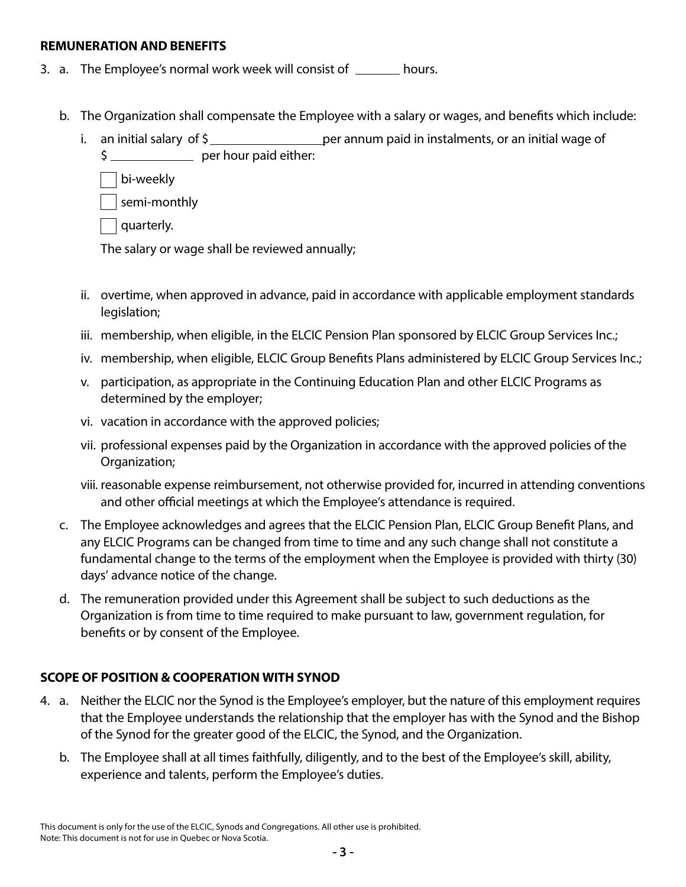**REMUNERATION AND BENEFITS**

3. a. The Employee's normal work week will consist of _______ hours.

   b. The Organization shall compensate the Employee with a salary or wages, and benefits which include:

      i. an initial salary of $_________________ per annum paid in instalments, or an initial wage of $ _____________ per hour paid either:

         ☐ bi-weekly

         ☐ semi-monthly

         ☐ quarterly.

         The salary or wage shall be reviewed annually;

      ii. overtime, when approved in advance, paid in accordance with applicable employment standards legislation;

      iii. membership, when eligible, in the ELCIC Pension Plan sponsored by ELCIC Group Services Inc.;

      iv. membership, when eligible, ELCIC Group Benefits Plans administered by ELCIC Group Services Inc.;

      v. participation, as appropriate in the Continuing Education Plan and other ELCIC Programs as determined by the employer;

      vi. vacation in accordance with the approved policies;

      vii. professional expenses paid by the Organization in accordance with the approved policies of the Organization;

      viii. reasonable expense reimbursement, not otherwise provided for, incurred in attending conventions and other official meetings at which the Employee's attendance is required.

   c. The Employee acknowledges and agrees that the ELCIC Pension Plan, ELCIC Group Benefit Plans, and any ELCIC Programs can be changed from time to time and any such change shall not constitute a fundamental change to the terms of the employment when the Employee is provided with thirty (30) days' advance notice of the change.

   d. The remuneration provided under this Agreement shall be subject to such deductions as the Organization is from time to time required to make pursuant to law, government regulation, for benefits or by consent of the Employee.

**SCOPE OF POSITION & COOPERATION WITH SYNOD**

4. a. Neither the ELCIC nor the Synod is the Employee's employer, but the nature of this employment requires that the Employee understands the relationship that the employer has with the Synod and the Bishop of the Synod for the greater good of the ELCIC, the Synod, and the Organization.

   b. The Employee shall at all times faithfully, diligently, and to the best of the Employee's skill, ability, experience and talents, perform the Employee's duties.

This document is only for the use of the ELCIC, Synods and Congregations. All other use is prohibited.
Note: This document is not for use in Quebec or Nova Scotia.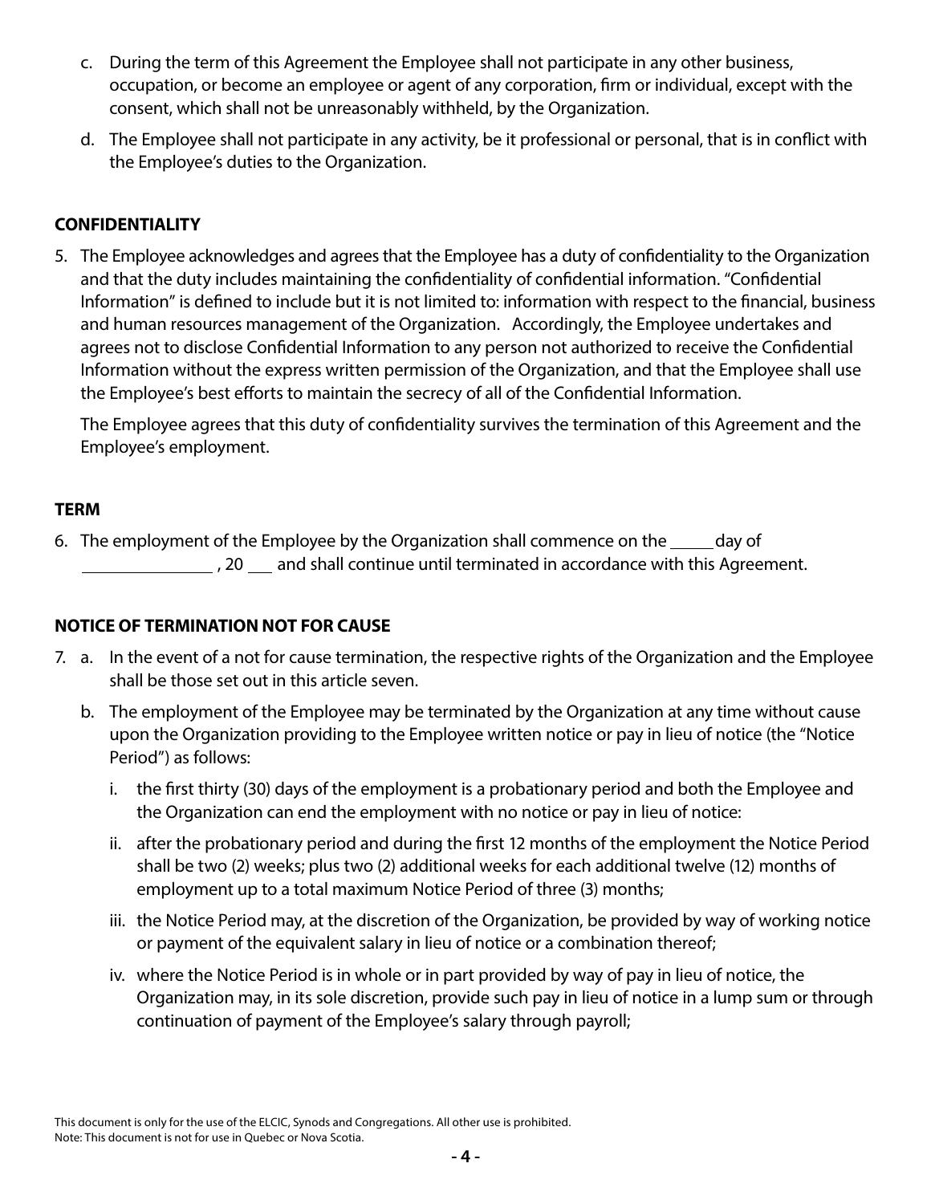c. During the term of this Agreement the Employee shall not participate in any other business, occupation, or become an employee or agent of any corporation, firm or individual, except with the consent, which shall not be unreasonably withheld, by the Organization.

d. The Employee shall not participate in any activity, be it professional or personal, that is in conflict with the Employee's duties to the Organization.

**CONFIDENTIALITY**

5. The Employee acknowledges and agrees that the Employee has a duty of confidentiality to the Organization and that the duty includes maintaining the confidentiality of confidential information. "Confidential Information" is defined to include but it is not limited to: information with respect to the financial, business and human resources management of the Organization. Accordingly, the Employee undertakes and agrees not to disclose Confidential Information to any person not authorized to receive the Confidential Information without the express written permission of the Organization, and that the Employee shall use the Employee's best efforts to maintain the secrecy of all of the Confidential Information.

   The Employee agrees that this duty of confidentiality survives the termination of this Agreement and the Employee's employment.

**TERM**

6. The employment of the Employee by the Organization shall commence on the _____ day of _______________ , 20 ___ and shall continue until terminated in accordance with this Agreement.

**NOTICE OF TERMINATION NOT FOR CAUSE**

7. a. In the event of a not for cause termination, the respective rights of the Organization and the Employee shall be those set out in this article seven.

   b. The employment of the Employee may be terminated by the Organization at any time without cause upon the Organization providing to the Employee written notice or pay in lieu of notice (the "Notice Period") as follows:

      i. the first thirty (30) days of the employment is a probationary period and both the Employee and the Organization can end the employment with no notice or pay in lieu of notice:

      ii. after the probationary period and during the first 12 months of the employment the Notice Period shall be two (2) weeks; plus two (2) additional weeks for each additional twelve (12) months of employment up to a total maximum Notice Period of three (3) months;

      iii. the Notice Period may, at the discretion of the Organization, be provided by way of working notice or payment of the equivalent salary in lieu of notice or a combination thereof;

      iv. where the Notice Period is in whole or in part provided by way of pay in lieu of notice, the Organization may, in its sole discretion, provide such pay in lieu of notice in a lump sum or through continuation of payment of the Employee's salary through payroll;

This document is only for the use of the ELCIC, Synods and Congregations. All other use is prohibited.
Note: This document is not for use in Quebec or Nova Scotia.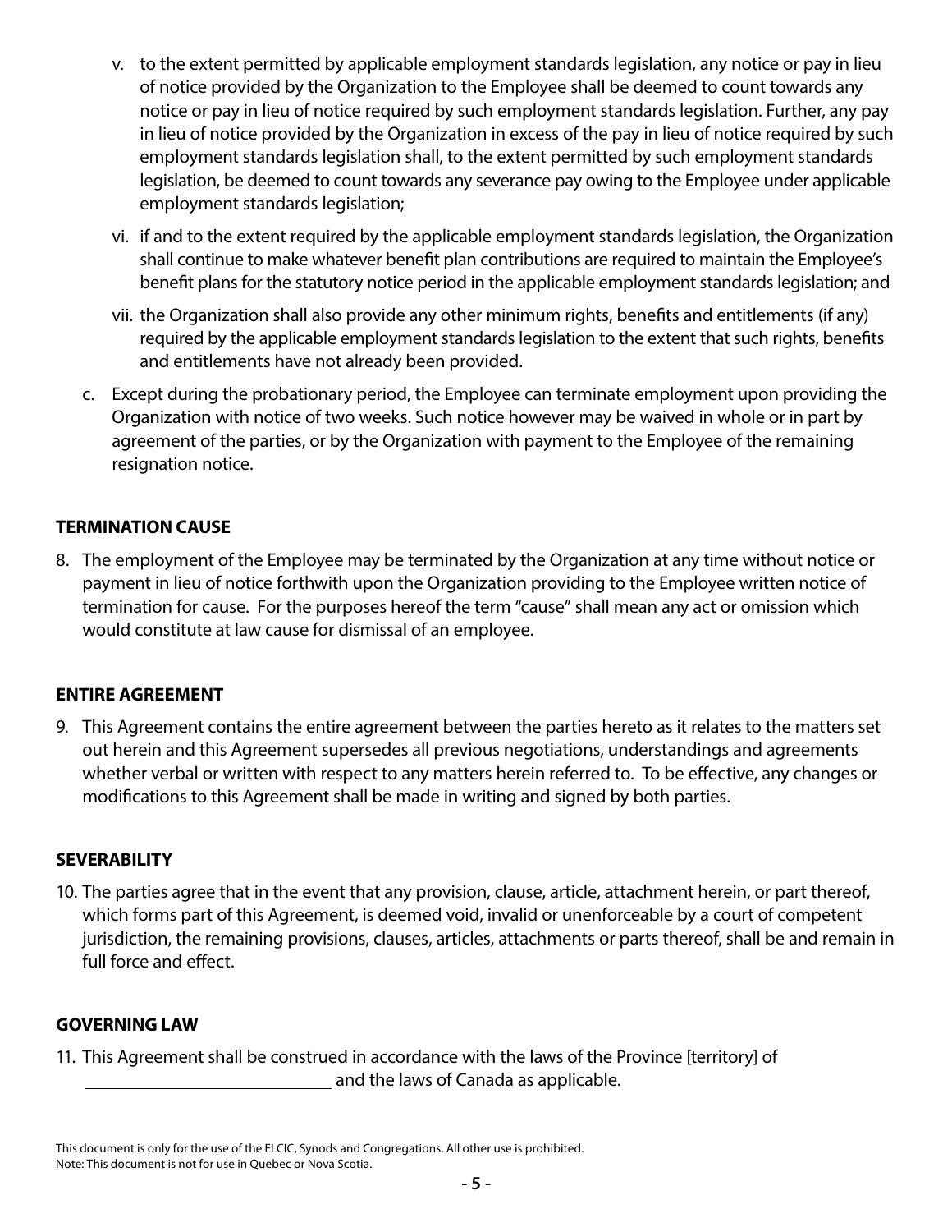v. to the extent permitted by applicable employment standards legislation, any notice or pay in lieu of notice provided by the Organization to the Employee shall be deemed to count towards any notice or pay in lieu of notice required by such employment standards legislation. Further, any pay in lieu of notice provided by the Organization in excess of the pay in lieu of notice required by such employment standards legislation shall, to the extent permitted by such employment standards legislation, be deemed to count towards any severance pay owing to the Employee under applicable employment standards legislation;

vi. if and to the extent required by the applicable employment standards legislation, the Organization shall continue to make whatever benefit plan contributions are required to maintain the Employee's benefit plans for the statutory notice period in the applicable employment standards legislation; and

vii. the Organization shall also provide any other minimum rights, benefits and entitlements (if any) required by the applicable employment standards legislation to the extent that such rights, benefits and entitlements have not already been provided.

c. Except during the probationary period, the Employee can terminate employment upon providing the Organization with notice of two weeks. Such notice however may be waived in whole or in part by agreement of the parties, or by the Organization with payment to the Employee of the remaining resignation notice.

**TERMINATION CAUSE**

8. The employment of the Employee may be terminated by the Organization at any time without notice or payment in lieu of notice forthwith upon the Organization providing to the Employee written notice of termination for cause. For the purposes hereof the term "cause" shall mean any act or omission which would constitute at law cause for dismissal of an employee.

**ENTIRE AGREEMENT**

9. This Agreement contains the entire agreement between the parties hereto as it relates to the matters set out herein and this Agreement supersedes all previous negotiations, understandings and agreements whether verbal or written with respect to any matters herein referred to. To be effective, any changes or modifications to this Agreement shall be made in writing and signed by both parties.

**SEVERABILITY**

10. The parties agree that in the event that any provision, clause, article, attachment herein, or part thereof, which forms part of this Agreement, is deemed void, invalid or unenforceable by a court of competent jurisdiction, the remaining provisions, clauses, articles, attachments or parts thereof, shall be and remain in full force and effect.

**GOVERNING LAW**

11. This Agreement shall be construed in accordance with the laws of the Province [territory] of \_\_\_\_\_\_\_\_\_\_\_\_\_\_\_\_\_\_\_\_\_\_\_\_\_\_\_\_ and the laws of Canada as applicable.

This document is only for the use of the ELCIC, Synods and Congregations. All other use is prohibited.
Note: This document is not for use in Quebec or Nova Scotia.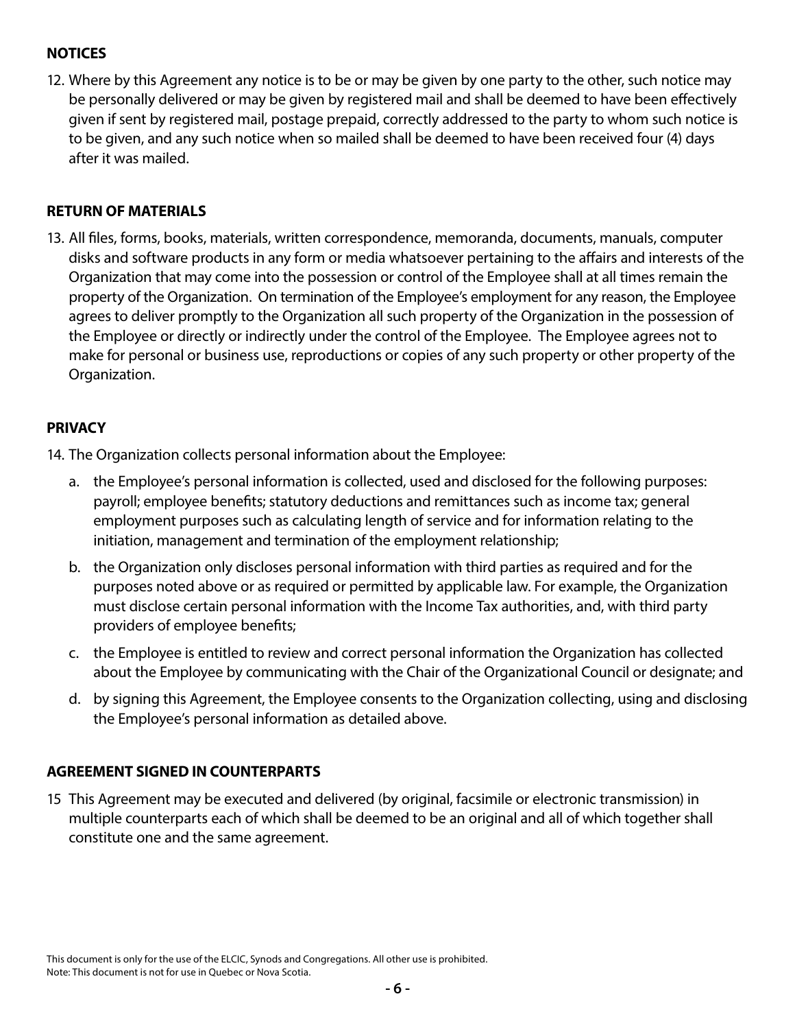## NOTICES

12. Where by this Agreement any notice is to be or may be given by one party to the other, such notice may be personally delivered or may be given by registered mail and shall be deemed to have been effectively given if sent by registered mail, postage prepaid, correctly addressed to the party to whom such notice is to be given, and any such notice when so mailed shall be deemed to have been received four (4) days after it was mailed.

## RETURN OF MATERIALS

13. All files, forms, books, materials, written correspondence, memoranda, documents, manuals, computer disks and software products in any form or media whatsoever pertaining to the affairs and interests of the Organization that may come into the possession or control of the Employee shall at all times remain the property of the Organization. On termination of the Employee's employment for any reason, the Employee agrees to deliver promptly to the Organization all such property of the Organization in the possession of the Employee or directly or indirectly under the control of the Employee. The Employee agrees not to make for personal or business use, reproductions or copies of any such property or other property of the Organization.

## PRIVACY

14. The Organization collects personal information about the Employee:

    a. the Employee's personal information is collected, used and disclosed for the following purposes: payroll; employee benefits; statutory deductions and remittances such as income tax; general employment purposes such as calculating length of service and for information relating to the initiation, management and termination of the employment relationship;

    b. the Organization only discloses personal information with third parties as required and for the purposes noted above or as required or permitted by applicable law. For example, the Organization must disclose certain personal information with the Income Tax authorities, and, with third party providers of employee benefits;

    c. the Employee is entitled to review and correct personal information the Organization has collected about the Employee by communicating with the Chair of the Organizational Council or designate; and

    d. by signing this Agreement, the Employee consents to the Organization collecting, using and disclosing the Employee's personal information as detailed above.

## AGREEMENT SIGNED IN COUNTERPARTS

15 This Agreement may be executed and delivered (by original, facsimile or electronic transmission) in multiple counterparts each of which shall be deemed to be an original and all of which together shall constitute one and the same agreement.

This document is only for the use of the ELCIC, Synods and Congregations. All other use is prohibited.
Note: This document is not for use in Quebec or Nova Scotia.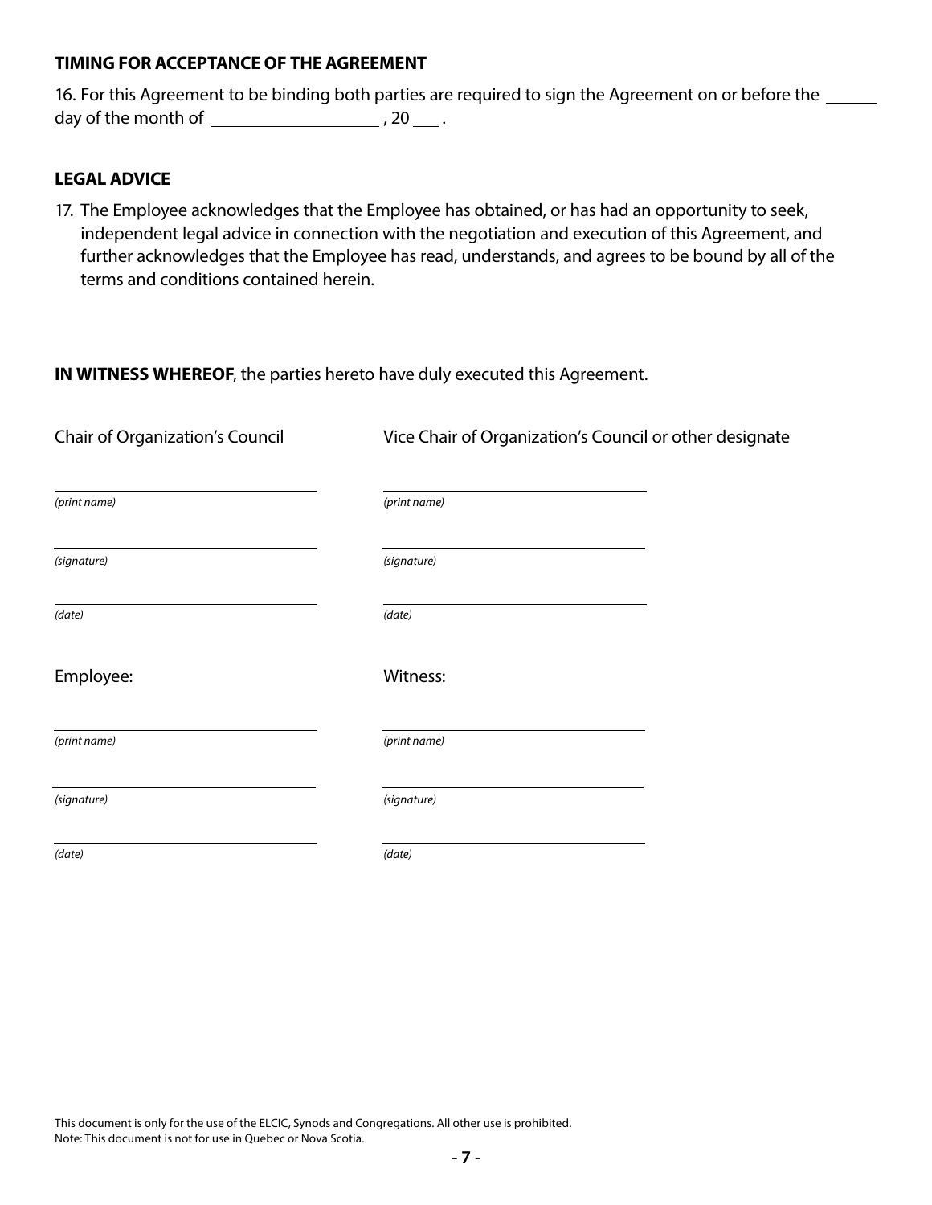### TIMING FOR ACCEPTANCE OF THE AGREEMENT

16. For this Agreement to be binding both parties are required to sign the Agreement on or before the ______ day of the month of ____________________ , 20 ___ .

### LEGAL ADVICE

17. The Employee acknowledges that the Employee has obtained, or has had an opportunity to seek, independent legal advice in connection with the negotiation and execution of this Agreement, and further acknowledges that the Employee has read, understands, and agrees to be bound by all of the terms and conditions contained herein.

**IN WITNESS WHEREOF**, the parties hereto have duly executed this Agreement.

Chair of Organization's Council

______________________________
*(print name)*

______________________________
*(signature)*

______________________________
*(date)*

Vice Chair of Organization's Council or other designate

______________________________
*(print name)*

______________________________
*(signature)*

______________________________
*(date)*

Employee:

______________________________
*(print name)*

______________________________
*(signature)*

______________________________
*(date)*

Witness:

______________________________
*(print name)*

______________________________
*(signature)*

______________________________
*(date)*

This document is only for the use of the ELCIC, Synods and Congregations. All other use is prohibited.
Note: This document is not for use in Quebec or Nova Scotia.